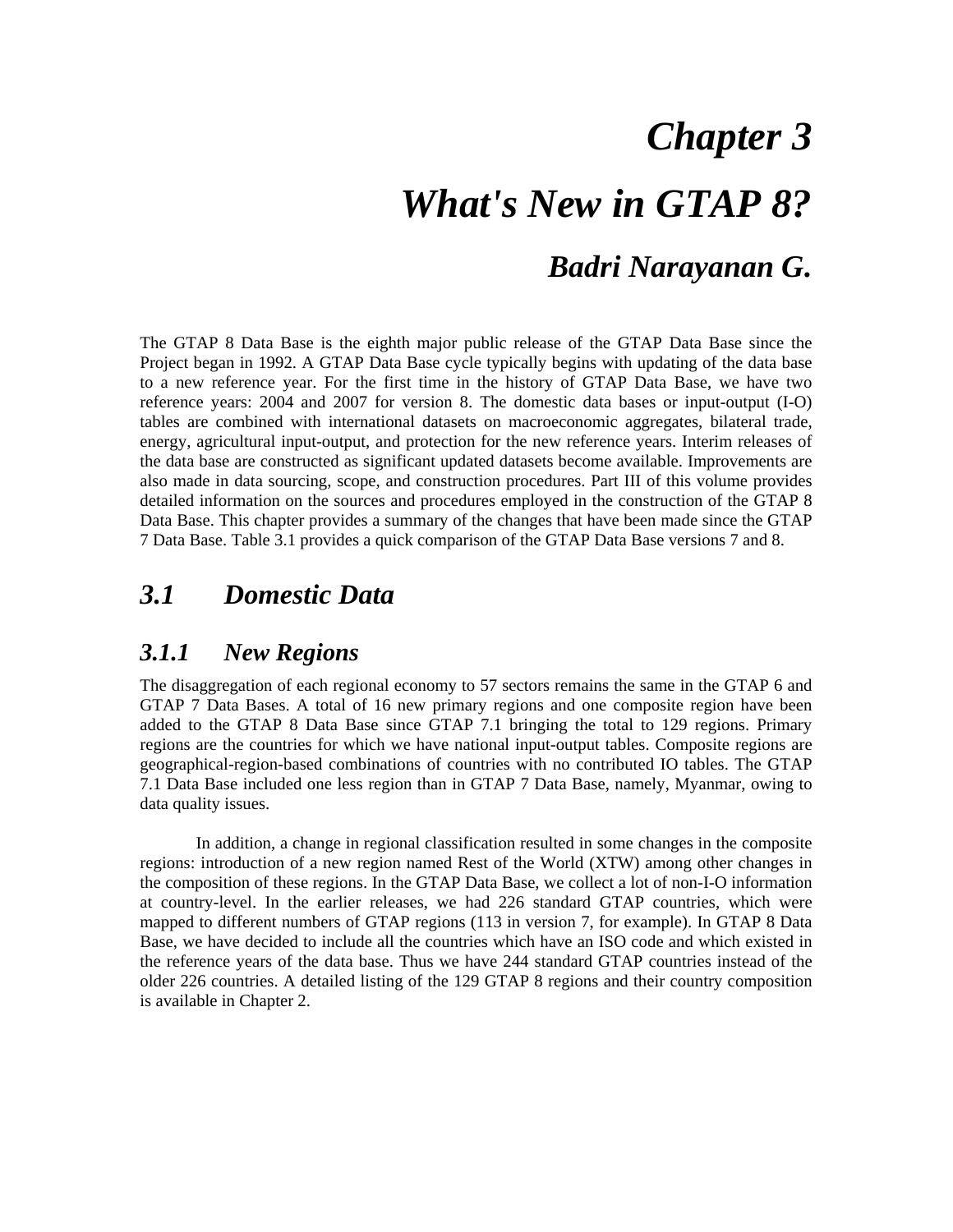# *Chapter 3*

# *What's New in GTAP 8?*

## *Badri Narayanan G.*

The GTAP 8 Data Base is the eighth major public release of the GTAP Data Base since the Project began in 1992. A GTAP Data Base cycle typically begins with updating of the data base to a new reference year. For the first time in the history of GTAP Data Base, we have two reference years: 2004 and 2007 for version 8. The domestic data bases or input-output (I-O) tables are combined with international datasets on macroeconomic aggregates, bilateral trade, energy, agricultural input-output, and protection for the new reference years. Interim releases of the data base are constructed as significant updated datasets become available. Improvements are also made in data sourcing, scope, and construction procedures. Part III of this volume provides detailed information on the sources and procedures employed in the construction of the GTAP 8 Data Base. This chapter provides a summary of the changes that have been made since the GTAP 7 Data Base. Table 3.1 provides a quick comparison of the GTAP Data Base versions 7 and 8.

## *3.1 Domestic Data*

### *3.1.1 New Regions*

The disaggregation of each regional economy to 57 sectors remains the same in the GTAP 6 and GTAP 7 Data Bases. A total of 16 new primary regions and one composite region have been added to the GTAP 8 Data Base since GTAP 7.1 bringing the total to 129 regions. Primary regions are the countries for which we have national input-output tables. Composite regions are geographical-region-based combinations of countries with no contributed IO tables. The GTAP 7.1 Data Base included one less region than in GTAP 7 Data Base, namely, Myanmar, owing to data quality issues.

In addition, a change in regional classification resulted in some changes in the composite regions: introduction of a new region named Rest of the World (XTW) among other changes in the composition of these regions. In the GTAP Data Base, we collect a lot of non-I-O information at country-level. In the earlier releases, we had 226 standard GTAP countries, which were mapped to different numbers of GTAP regions (113 in version 7, for example). In GTAP 8 Data Base, we have decided to include all the countries which have an ISO code and which existed in the reference years of the data base. Thus we have 244 standard GTAP countries instead of the older 226 countries. A detailed listing of the 129 GTAP 8 regions and their country composition is available in Chapter 2.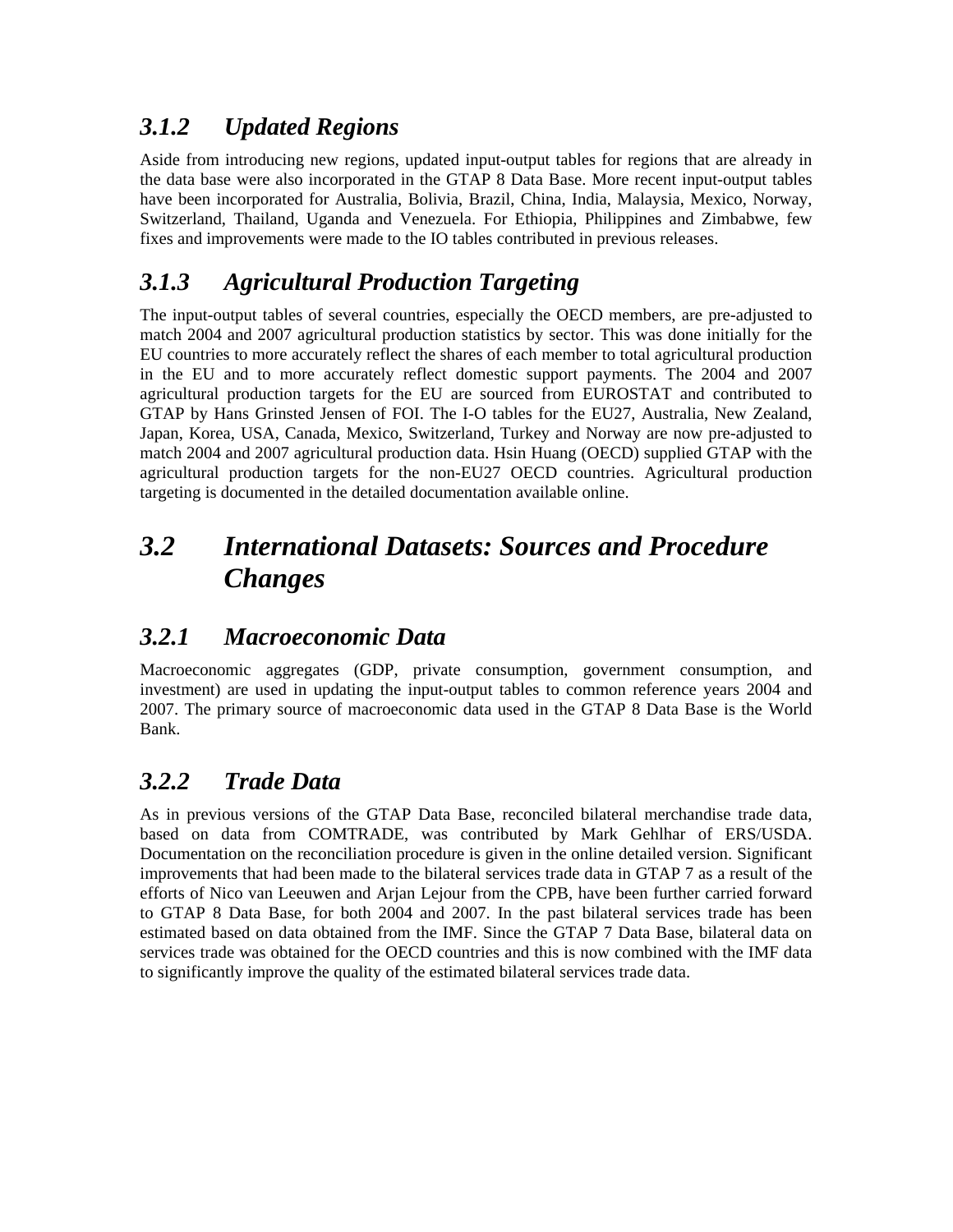### *3.1.2 Updated Regions*

Aside from introducing new regions, updated input-output tables for regions that are already in the data base were also incorporated in the GTAP 8 Data Base. More recent input-output tables have been incorporated for Australia, Bolivia, Brazil, China, India, Malaysia, Mexico, Norway, Switzerland, Thailand, Uganda and Venezuela. For Ethiopia, Philippines and Zimbabwe, few fixes and improvements were made to the IO tables contributed in previous releases.

### *3.1.3 Agricultural Production Targeting*

The input-output tables of several countries, especially the OECD members, are pre-adjusted to match 2004 and 2007 agricultural production statistics by sector. This was done initially for the EU countries to more accurately reflect the shares of each member to total agricultural production in the EU and to more accurately reflect domestic support payments. The 2004 and 2007 agricultural production targets for the EU are sourced from EUROSTAT and contributed to GTAP by Hans Grinsted Jensen of FOI. The I-O tables for the EU27, Australia, New Zealand, Japan, Korea, USA, Canada, Mexico, Switzerland, Turkey and Norway are now pre-adjusted to match 2004 and 2007 agricultural production data. Hsin Huang (OECD) supplied GTAP with the agricultural production targets for the non-EU27 OECD countries. Agricultural production targeting is documented in the detailed documentation available online.

## *3.2 International Datasets: Sources and Procedure Changes*

### *3.2.1 Macroeconomic Data*

Macroeconomic aggregates (GDP, private consumption, government consumption, and investment) are used in updating the input-output tables to common reference years 2004 and 2007. The primary source of macroeconomic data used in the GTAP 8 Data Base is the World Bank.

### *3.2.2 Trade Data*

As in previous versions of the GTAP Data Base, reconciled bilateral merchandise trade data, based on data from COMTRADE, was contributed by Mark Gehlhar of ERS/USDA. Documentation on the reconciliation procedure is given in the online detailed version. Significant improvements that had been made to the bilateral services trade data in GTAP 7 as a result of the efforts of Nico van Leeuwen and Arjan Lejour from the CPB, have been further carried forward to GTAP 8 Data Base, for both 2004 and 2007. In the past bilateral services trade has been estimated based on data obtained from the IMF. Since the GTAP 7 Data Base, bilateral data on services trade was obtained for the OECD countries and this is now combined with the IMF data to significantly improve the quality of the estimated bilateral services trade data.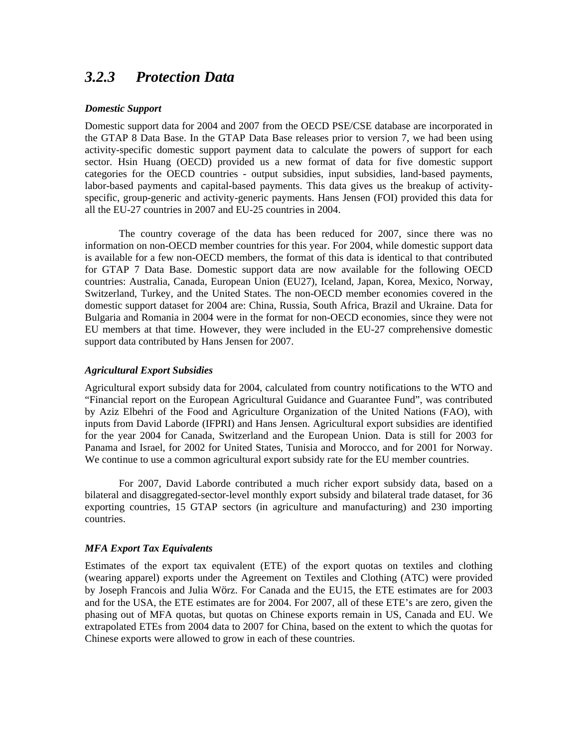## *3.2.3 Protection Data*

***Domestic Support***

Domestic support data for 2004 and 2007 from the OECD PSE/CSE database are incorporated in the GTAP 8 Data Base. In the GTAP Data Base releases prior to version 7, we had been using activity-specific domestic support payment data to calculate the powers of support for each sector. Hsin Huang (OECD) provided us a new format of data for five domestic support categories for the OECD countries - output subsidies, input subsidies, land-based payments, labor-based payments and capital-based payments. This data gives us the breakup of activity-specific, group-generic and activity-generic payments. Hans Jensen (FOI) provided this data for all the EU-27 countries in 2007 and EU-25 countries in 2004.

The country coverage of the data has been reduced for 2007, since there was no information on non-OECD member countries for this year. For 2004, while domestic support data is available for a few non-OECD members, the format of this data is identical to that contributed for GTAP 7 Data Base. Domestic support data are now available for the following OECD countries: Australia, Canada, European Union (EU27), Iceland, Japan, Korea, Mexico, Norway, Switzerland, Turkey, and the United States. The non-OECD member economies covered in the domestic support dataset for 2004 are: China, Russia, South Africa, Brazil and Ukraine. Data for Bulgaria and Romania in 2004 were in the format for non-OECD economies, since they were not EU members at that time. However, they were included in the EU-27 comprehensive domestic support data contributed by Hans Jensen for 2007.

***Agricultural Export Subsidies***

Agricultural export subsidy data for 2004, calculated from country notifications to the WTO and "Financial report on the European Agricultural Guidance and Guarantee Fund", was contributed by Aziz Elbehri of the Food and Agriculture Organization of the United Nations (FAO), with inputs from David Laborde (IFPRI) and Hans Jensen. Agricultural export subsidies are identified for the year 2004 for Canada, Switzerland and the European Union. Data is still for 2003 for Panama and Israel, for 2002 for United States, Tunisia and Morocco, and for 2001 for Norway. We continue to use a common agricultural export subsidy rate for the EU member countries.

For 2007, David Laborde contributed a much richer export subsidy data, based on a bilateral and disaggregated-sector-level monthly export subsidy and bilateral trade dataset, for 36 exporting countries, 15 GTAP sectors (in agriculture and manufacturing) and 230 importing countries.

***MFA Export Tax Equivalents***

Estimates of the export tax equivalent (ETE) of the export quotas on textiles and clothing (wearing apparel) exports under the Agreement on Textiles and Clothing (ATC) were provided by Joseph Francois and Julia Wörz. For Canada and the EU15, the ETE estimates are for 2003 and for the USA, the ETE estimates are for 2004. For 2007, all of these ETE's are zero, given the phasing out of MFA quotas, but quotas on Chinese exports remain in US, Canada and EU. We extrapolated ETEs from 2004 data to 2007 for China, based on the extent to which the quotas for Chinese exports were allowed to grow in each of these countries.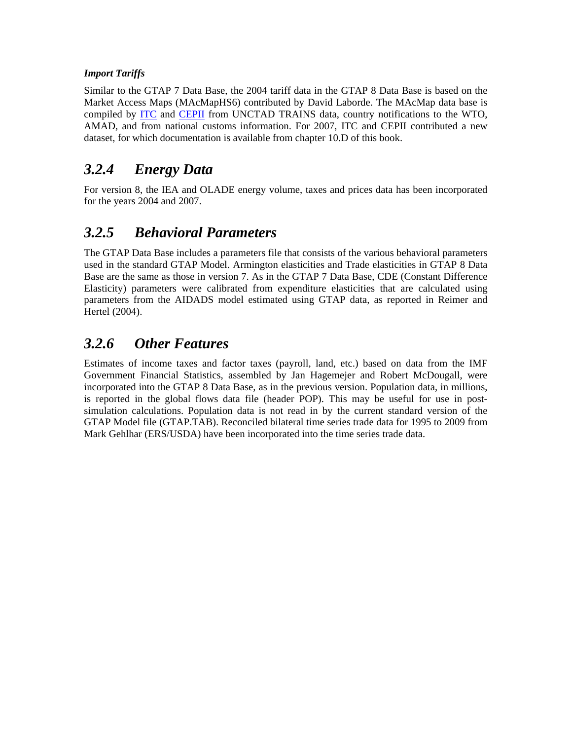***Import Tariffs***

Similar to the GTAP 7 Data Base, the 2004 tariff data in the GTAP 8 Data Base is based on the Market Access Maps (MAcMapHS6) contributed by David Laborde. The MAcMap data base is compiled by ITC and CEPII from UNCTAD TRAINS data, country notifications to the WTO, AMAD, and from national customs information. For 2007, ITC and CEPII contributed a new dataset, for which documentation is available from chapter 10.D of this book.

## *3.2.4 Energy Data*

For version 8, the IEA and OLADE energy volume, taxes and prices data has been incorporated for the years 2004 and 2007.

## *3.2.5 Behavioral Parameters*

The GTAP Data Base includes a parameters file that consists of the various behavioral parameters used in the standard GTAP Model. Armington elasticities and Trade elasticities in GTAP 8 Data Base are the same as those in version 7. As in the GTAP 7 Data Base, CDE (Constant Difference Elasticity) parameters were calibrated from expenditure elasticities that are calculated using parameters from the AIDADS model estimated using GTAP data, as reported in Reimer and Hertel (2004).

## *3.2.6 Other Features*

Estimates of income taxes and factor taxes (payroll, land, etc.) based on data from the IMF Government Financial Statistics, assembled by Jan Hagemejer and Robert McDougall, were incorporated into the GTAP 8 Data Base, as in the previous version. Population data, in millions, is reported in the global flows data file (header POP). This may be useful for use in post-simulation calculations. Population data is not read in by the current standard version of the GTAP Model file (GTAP.TAB). Reconciled bilateral time series trade data for 1995 to 2009 from Mark Gehlhar (ERS/USDA) have been incorporated into the time series trade data.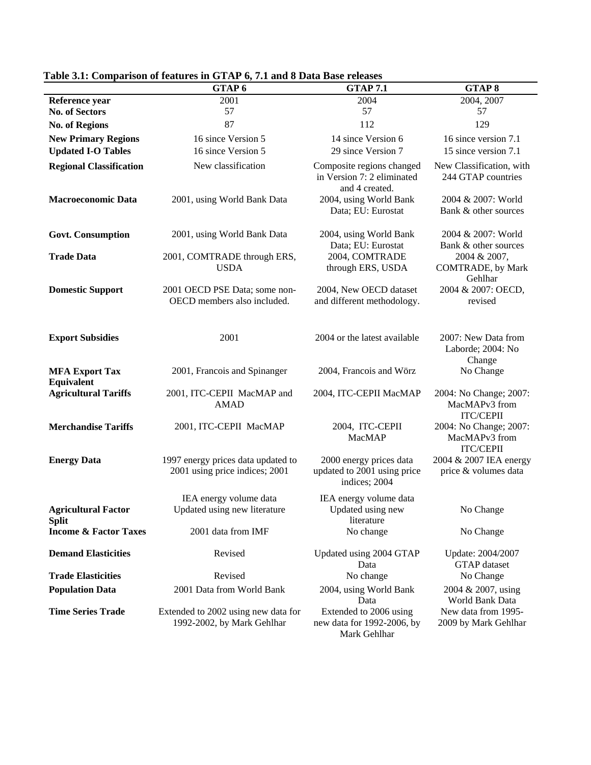**Table 3.1: Comparison of features in GTAP 6, 7.1 and 8 Data Base releases**

| | GTAP 6 | GTAP 7.1 | GTAP 8 |
|---|---|---|---|
| **Reference year** | 2001 | 2004 | 2004, 2007 |
| **No. of Sectors** | 57 | 57 | 57 |
| **No. of Regions** | 87 | 112 | 129 |
| **New Primary Regions** | 16 since Version 5 | 14 since Version 6 | 16 since version 7.1 |
| **Updated I-O Tables** | 16 since Version 5 | 29 since Version 7 | 15 since version 7.1 |
| **Regional Classification** | New classification | Composite regions changed in Version 7: 2 eliminated and 4 created. | New Classification, with 244 GTAP countries |
| **Macroeconomic Data** | 2001, using World Bank Data | 2004, using World Bank Data; EU: Eurostat | 2004 & 2007: World Bank & other sources |
| **Govt. Consumption** | 2001, using World Bank Data | 2004, using World Bank Data; EU: Eurostat | 2004 & 2007: World Bank & other sources |
| **Trade Data** | 2001, COMTRADE through ERS, USDA | 2004, COMTRADE through ERS, USDA | 2004 & 2007, COMTRADE, by Mark Gehlhar |
| **Domestic Support** | 2001 OECD PSE Data; some non-OECD members also included. | 2004, New OECD dataset and different methodology. | 2004 & 2007: OECD, revised |
| **Export Subsidies** | 2001 | 2004 or the latest available | 2007: New Data from Laborde; 2004: No Change |
| **MFA Export Tax Equivalent** | 2001, Francois and Spinanger | 2004, Francois and Wörz | No Change |
| **Agricultural Tariffs** | 2001, ITC-CEPII MacMAP and AMAD | 2004, ITC-CEPII MacMAP | 2004: No Change; 2007: MacMAPv3 from ITC/CEPII |
| **Merchandise Tariffs** | 2001, ITC-CEPII MacMAP | 2004, ITC-CEPII MacMAP | 2004: No Change; 2007: MacMAPv3 from ITC/CEPII |
| **Energy Data** | 1997 energy prices data updated to 2001 using price indices; 2001 IEA energy volume data | 2000 energy prices data updated to 2001 using price indices; 2004 IEA energy volume data | 2004 & 2007 IEA energy price & volumes data |
| **Agricultural Factor Split** | Updated using new literature | Updated using new literature | No Change |
| **Income & Factor Taxes** | 2001 data from IMF | No change | No Change |
| **Demand Elasticities** | Revised | Updated using 2004 GTAP Data | Update: 2004/2007 GTAP dataset |
| **Trade Elasticities** | Revised | No change | No Change |
| **Population Data** | 2001 Data from World Bank | 2004, using World Bank Data | 2004 & 2007, using World Bank Data |
| **Time Series Trade** | Extended to 2002 using new data for 1992-2002, by Mark Gehlhar | Extended to 2006 using new data for 1992-2006, by Mark Gehlhar | New data from 1995-2009 by Mark Gehlhar |